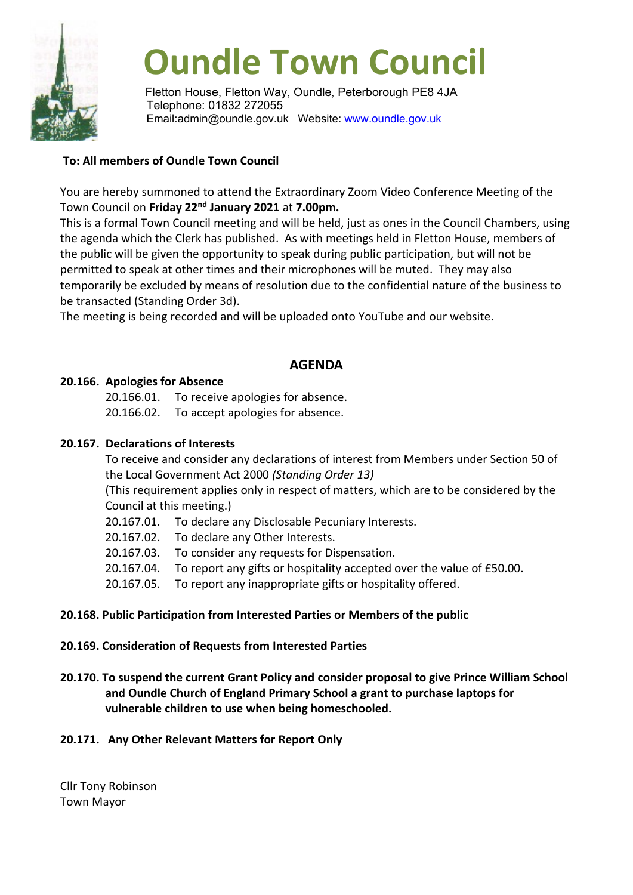# Oundle Town Council

Fletton House, Fletton Way, Oundle, Peterborough PE8 4JA
Telephone: 01832 272055
Email:admin@oundle.gov.uk Website: www.oundle.gov.uk

**To: All members of Oundle Town Council**

You are hereby summoned to attend the Extraordinary Zoom Video Conference Meeting of the Town Council on **Friday 22nd January 2021** at **7.00pm.**

This is a formal Town Council meeting and will be held, just as ones in the Council Chambers, using the agenda which the Clerk has published. As with meetings held in Fletton House, members of the public will be given the opportunity to speak during public participation, but will not be permitted to speak at other times and their microphones will be muted. They may also temporarily be excluded by means of resolution due to the confidential nature of the business to be transacted (Standing Order 3d).

The meeting is being recorded and will be uploaded onto YouTube and our website.

## AGENDA

**20.166. Apologies for Absence**

20.166.01. To receive apologies for absence.
20.166.02. To accept apologies for absence.

**20.167. Declarations of Interests**

To receive and consider any declarations of interest from Members under Section 50 of the Local Government Act 2000 *(Standing Order 13)*
(This requirement applies only in respect of matters, which are to be considered by the Council at this meeting.)

20.167.01. To declare any Disclosable Pecuniary Interests.
20.167.02. To declare any Other Interests.
20.167.03. To consider any requests for Dispensation.
20.167.04. To report any gifts or hospitality accepted over the value of £50.00.
20.167.05. To report any inappropriate gifts or hospitality offered.

**20.168. Public Participation from Interested Parties or Members of the public**

**20.169. Consideration of Requests from Interested Parties**

**20.170. To suspend the current Grant Policy and consider proposal to give Prince William School and Oundle Church of England Primary School a grant to purchase laptops for vulnerable children to use when being homeschooled.**

**20.171. Any Other Relevant Matters for Report Only**

Cllr Tony Robinson
Town Mayor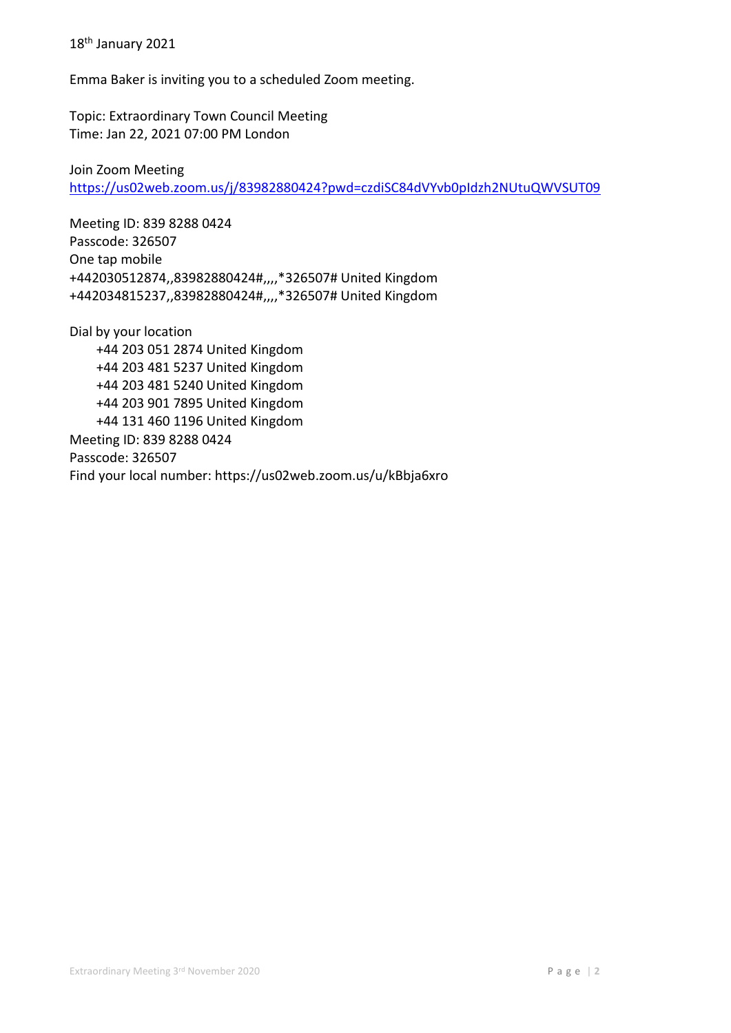18th January 2021

Emma Baker is inviting you to a scheduled Zoom meeting.

Topic: Extraordinary Town Council Meeting
Time: Jan 22, 2021 07:00 PM London

Join Zoom Meeting
https://us02web.zoom.us/j/83982880424?pwd=czdiSC84dVYvb0pIdzh2NUtuQWVSUT09

Meeting ID: 839 8288 0424
Passcode: 326507
One tap mobile
+442030512874,,83982880424#,,,,*326507# United Kingdom
+442034815237,,83982880424#,,,,*326507# United Kingdom

Dial by your location
+44 203 051 2874 United Kingdom
+44 203 481 5237 United Kingdom
+44 203 481 5240 United Kingdom
+44 203 901 7895 United Kingdom
+44 131 460 1196 United Kingdom
Meeting ID: 839 8288 0424
Passcode: 326507
Find your local number: https://us02web.zoom.us/u/kBbja6xro